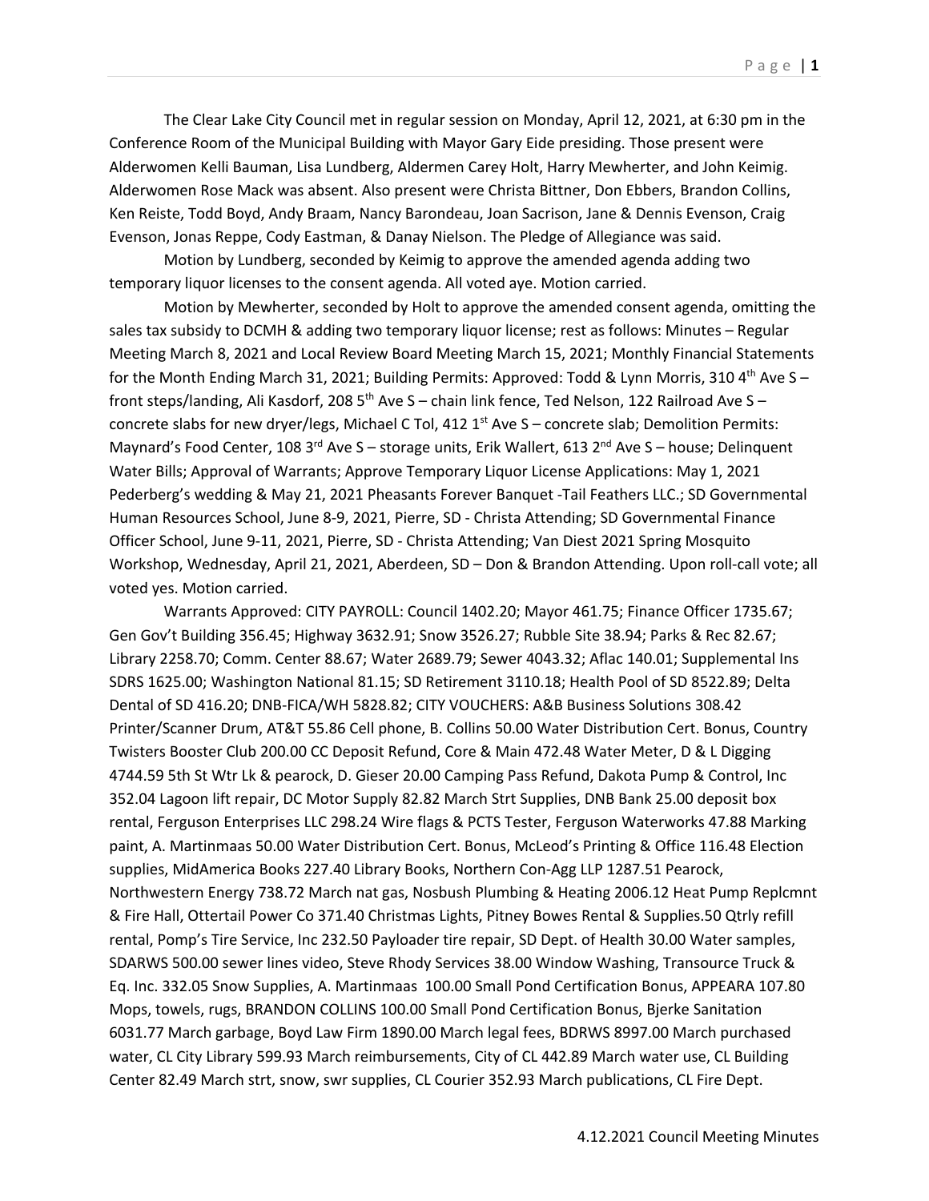The Clear Lake City Council met in regular session on Monday, April 12, 2021, at 6:30 pm in the Conference Room of the Municipal Building with Mayor Gary Eide presiding. Those present were Alderwomen Kelli Bauman, Lisa Lundberg, Aldermen Carey Holt, Harry Mewherter, and John Keimig. Alderwomen Rose Mack was absent. Also present were Christa Bittner, Don Ebbers, Brandon Collins, Ken Reiste, Todd Boyd, Andy Braam, Nancy Barondeau, Joan Sacrison, Jane & Dennis Evenson, Craig Evenson, Jonas Reppe, Cody Eastman, & Danay Nielson. The Pledge of Allegiance was said.

Motion by Lundberg, seconded by Keimig to approve the amended agenda adding two temporary liquor licenses to the consent agenda. All voted aye. Motion carried.

Motion by Mewherter, seconded by Holt to approve the amended consent agenda, omitting the sales tax subsidy to DCMH & adding two temporary liquor license; rest as follows: Minutes – Regular Meeting March 8, 2021 and Local Review Board Meeting March 15, 2021; Monthly Financial Statements for the Month Ending March 31, 2021; Building Permits: Approved: Todd & Lynn Morris, 310 4th Ave S – front steps/landing, Ali Kasdorf, 208 5th Ave S – chain link fence, Ted Nelson, 122 Railroad Ave S – concrete slabs for new dryer/legs, Michael C Tol, 412 1st Ave S – concrete slab; Demolition Permits: Maynard's Food Center, 108 3rd Ave S – storage units, Erik Wallert, 613 2nd Ave S – house; Delinquent Water Bills; Approval of Warrants; Approve Temporary Liquor License Applications: May 1, 2021 Pederberg's wedding & May 21, 2021 Pheasants Forever Banquet -Tail Feathers LLC.; SD Governmental Human Resources School, June 8-9, 2021, Pierre, SD - Christa Attending; SD Governmental Finance Officer School, June 9-11, 2021, Pierre, SD - Christa Attending; Van Diest 2021 Spring Mosquito Workshop, Wednesday, April 21, 2021, Aberdeen, SD – Don & Brandon Attending. Upon roll-call vote; all voted yes. Motion carried.

Warrants Approved: CITY PAYROLL: Council 1402.20; Mayor 461.75; Finance Officer 1735.67; Gen Gov't Building 356.45; Highway 3632.91; Snow 3526.27; Rubble Site 38.94; Parks & Rec 82.67; Library 2258.70; Comm. Center 88.67; Water 2689.79; Sewer 4043.32; Aflac 140.01; Supplemental Ins SDRS 1625.00; Washington National 81.15; SD Retirement 3110.18; Health Pool of SD 8522.89; Delta Dental of SD 416.20; DNB-FICA/WH 5828.82; CITY VOUCHERS: A&B Business Solutions 308.42 Printer/Scanner Drum, AT&T 55.86 Cell phone, B. Collins 50.00 Water Distribution Cert. Bonus, Country Twisters Booster Club 200.00 CC Deposit Refund, Core & Main 472.48 Water Meter, D & L Digging 4744.59 5th St Wtr Lk & pearock, D. Gieser 20.00 Camping Pass Refund, Dakota Pump & Control, Inc 352.04 Lagoon lift repair, DC Motor Supply 82.82 March Strt Supplies, DNB Bank 25.00 deposit box rental, Ferguson Enterprises LLC 298.24 Wire flags & PCTS Tester, Ferguson Waterworks 47.88 Marking paint, A. Martinmaas 50.00 Water Distribution Cert. Bonus, McLeod's Printing & Office 116.48 Election supplies, MidAmerica Books 227.40 Library Books, Northern Con-Agg LLP 1287.51 Pearock, Northwestern Energy 738.72 March nat gas, Nosbush Plumbing & Heating 2006.12 Heat Pump Replcmnt & Fire Hall, Ottertail Power Co 371.40 Christmas Lights, Pitney Bowes Rental & Supplies.50 Qtrly refill rental, Pomp's Tire Service, Inc 232.50 Payloader tire repair, SD Dept. of Health 30.00 Water samples, SDARWS 500.00 sewer lines video, Steve Rhody Services 38.00 Window Washing, Transource Truck & Eq. Inc. 332.05 Snow Supplies, A. Martinmaas 100.00 Small Pond Certification Bonus, APPEARA 107.80 Mops, towels, rugs, BRANDON COLLINS 100.00 Small Pond Certification Bonus, Bjerke Sanitation 6031.77 March garbage, Boyd Law Firm 1890.00 March legal fees, BDRWS 8997.00 March purchased water, CL City Library 599.93 March reimbursements, City of CL 442.89 March water use, CL Building Center 82.49 March strt, snow, swr supplies, CL Courier 352.93 March publications, CL Fire Dept.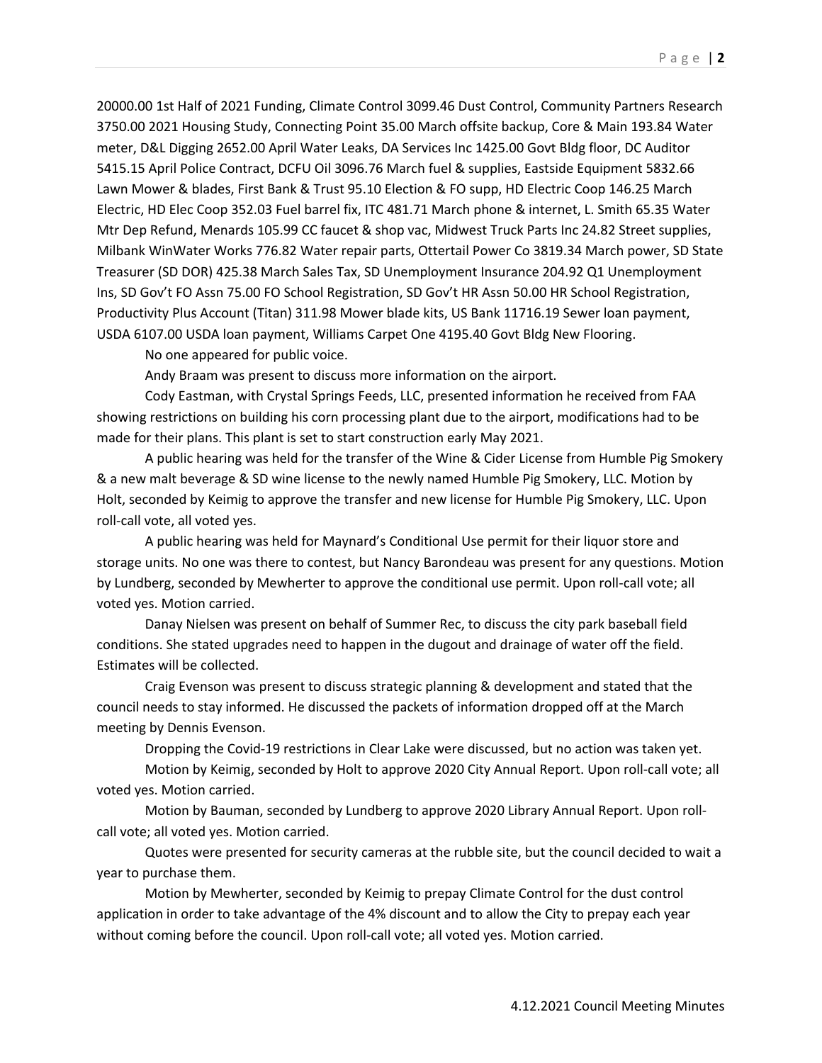20000.00 1st Half of 2021 Funding, Climate Control 3099.46 Dust Control, Community Partners Research 3750.00 2021 Housing Study, Connecting Point 35.00 March offsite backup, Core & Main 193.84 Water meter, D&L Digging 2652.00 April Water Leaks, DA Services Inc 1425.00 Govt Bldg floor, DC Auditor 5415.15 April Police Contract, DCFU Oil 3096.76 March fuel & supplies, Eastside Equipment 5832.66 Lawn Mower & blades, First Bank & Trust 95.10 Election & FO supp, HD Electric Coop 146.25 March Electric, HD Elec Coop 352.03 Fuel barrel fix, ITC 481.71 March phone & internet, L. Smith 65.35 Water Mtr Dep Refund, Menards 105.99 CC faucet & shop vac, Midwest Truck Parts Inc 24.82 Street supplies, Milbank WinWater Works 776.82 Water repair parts, Ottertail Power Co 3819.34 March power, SD State Treasurer (SD DOR) 425.38 March Sales Tax, SD Unemployment Insurance 204.92 Q1 Unemployment Ins, SD Gov't FO Assn 75.00 FO School Registration, SD Gov't HR Assn 50.00 HR School Registration, Productivity Plus Account (Titan) 311.98 Mower blade kits, US Bank 11716.19 Sewer loan payment, USDA 6107.00 USDA loan payment, Williams Carpet One 4195.40 Govt Bldg New Flooring.

No one appeared for public voice.

Andy Braam was present to discuss more information on the airport.

Cody Eastman, with Crystal Springs Feeds, LLC, presented information he received from FAA showing restrictions on building his corn processing plant due to the airport, modifications had to be made for their plans. This plant is set to start construction early May 2021.

A public hearing was held for the transfer of the Wine & Cider License from Humble Pig Smokery & a new malt beverage & SD wine license to the newly named Humble Pig Smokery, LLC. Motion by Holt, seconded by Keimig to approve the transfer and new license for Humble Pig Smokery, LLC. Upon roll-call vote, all voted yes.

A public hearing was held for Maynard's Conditional Use permit for their liquor store and storage units. No one was there to contest, but Nancy Barondeau was present for any questions. Motion by Lundberg, seconded by Mewherter to approve the conditional use permit. Upon roll-call vote; all voted yes. Motion carried.

Danay Nielsen was present on behalf of Summer Rec, to discuss the city park baseball field conditions. She stated upgrades need to happen in the dugout and drainage of water off the field. Estimates will be collected.

Craig Evenson was present to discuss strategic planning & development and stated that the council needs to stay informed. He discussed the packets of information dropped off at the March meeting by Dennis Evenson.

Dropping the Covid-19 restrictions in Clear Lake were discussed, but no action was taken yet.

Motion by Keimig, seconded by Holt to approve 2020 City Annual Report. Upon roll-call vote; all voted yes. Motion carried.

Motion by Bauman, seconded by Lundberg to approve 2020 Library Annual Report. Upon roll-call vote; all voted yes. Motion carried.

Quotes were presented for security cameras at the rubble site, but the council decided to wait a year to purchase them.

Motion by Mewherter, seconded by Keimig to prepay Climate Control for the dust control application in order to take advantage of the 4% discount and to allow the City to prepay each year without coming before the council. Upon roll-call vote; all voted yes. Motion carried.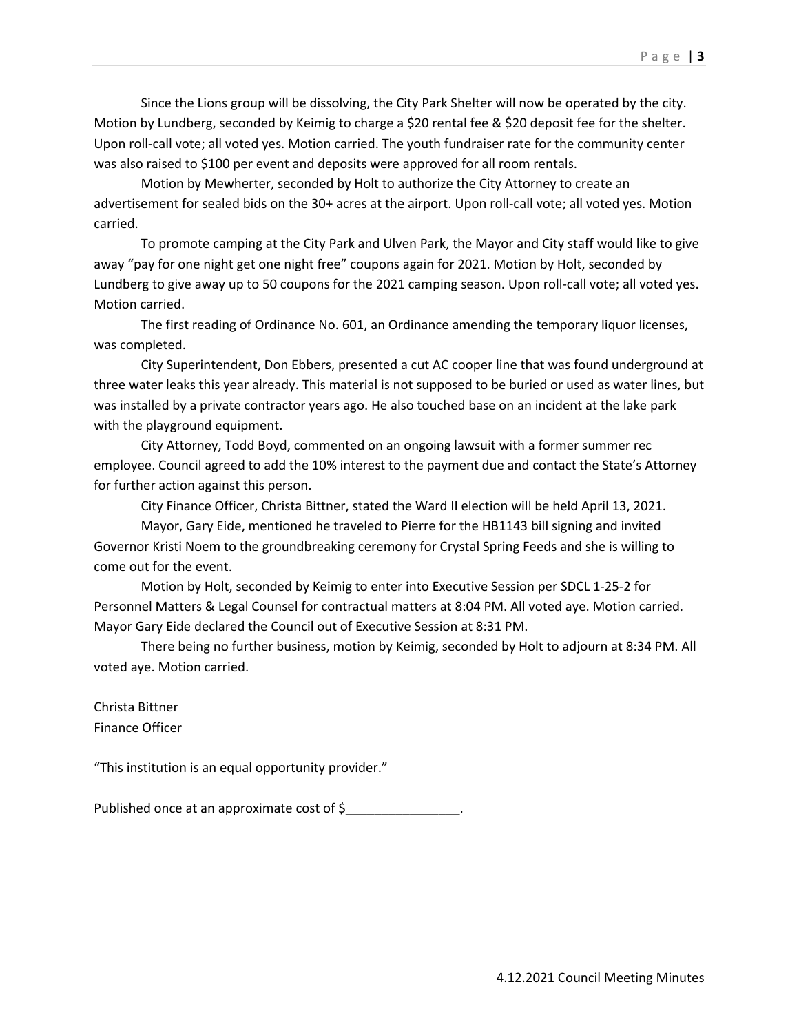Since the Lions group will be dissolving, the City Park Shelter will now be operated by the city. Motion by Lundberg, seconded by Keimig to charge a $20 rental fee & $20 deposit fee for the shelter. Upon roll-call vote; all voted yes. Motion carried. The youth fundraiser rate for the community center was also raised to $100 per event and deposits were approved for all room rentals.

Motion by Mewherter, seconded by Holt to authorize the City Attorney to create an advertisement for sealed bids on the 30+ acres at the airport. Upon roll-call vote; all voted yes. Motion carried.

To promote camping at the City Park and Ulven Park, the Mayor and City staff would like to give away "pay for one night get one night free" coupons again for 2021. Motion by Holt, seconded by Lundberg to give away up to 50 coupons for the 2021 camping season. Upon roll-call vote; all voted yes. Motion carried.

The first reading of Ordinance No. 601, an Ordinance amending the temporary liquor licenses, was completed.

City Superintendent, Don Ebbers, presented a cut AC cooper line that was found underground at three water leaks this year already. This material is not supposed to be buried or used as water lines, but was installed by a private contractor years ago. He also touched base on an incident at the lake park with the playground equipment.

City Attorney, Todd Boyd, commented on an ongoing lawsuit with a former summer rec employee. Council agreed to add the 10% interest to the payment due and contact the State's Attorney for further action against this person.

City Finance Officer, Christa Bittner, stated the Ward II election will be held April 13, 2021.

Mayor, Gary Eide, mentioned he traveled to Pierre for the HB1143 bill signing and invited Governor Kristi Noem to the groundbreaking ceremony for Crystal Spring Feeds and she is willing to come out for the event.

Motion by Holt, seconded by Keimig to enter into Executive Session per SDCL 1-25-2 for Personnel Matters & Legal Counsel for contractual matters at 8:04 PM. All voted aye. Motion carried. Mayor Gary Eide declared the Council out of Executive Session at 8:31 PM.

There being no further business, motion by Keimig, seconded by Holt to adjourn at 8:34 PM. All voted aye. Motion carried.

Christa Bittner
Finance Officer

"This institution is an equal opportunity provider."

Published once at an approximate cost of $________________.

4.12.2021 Council Meeting Minutes